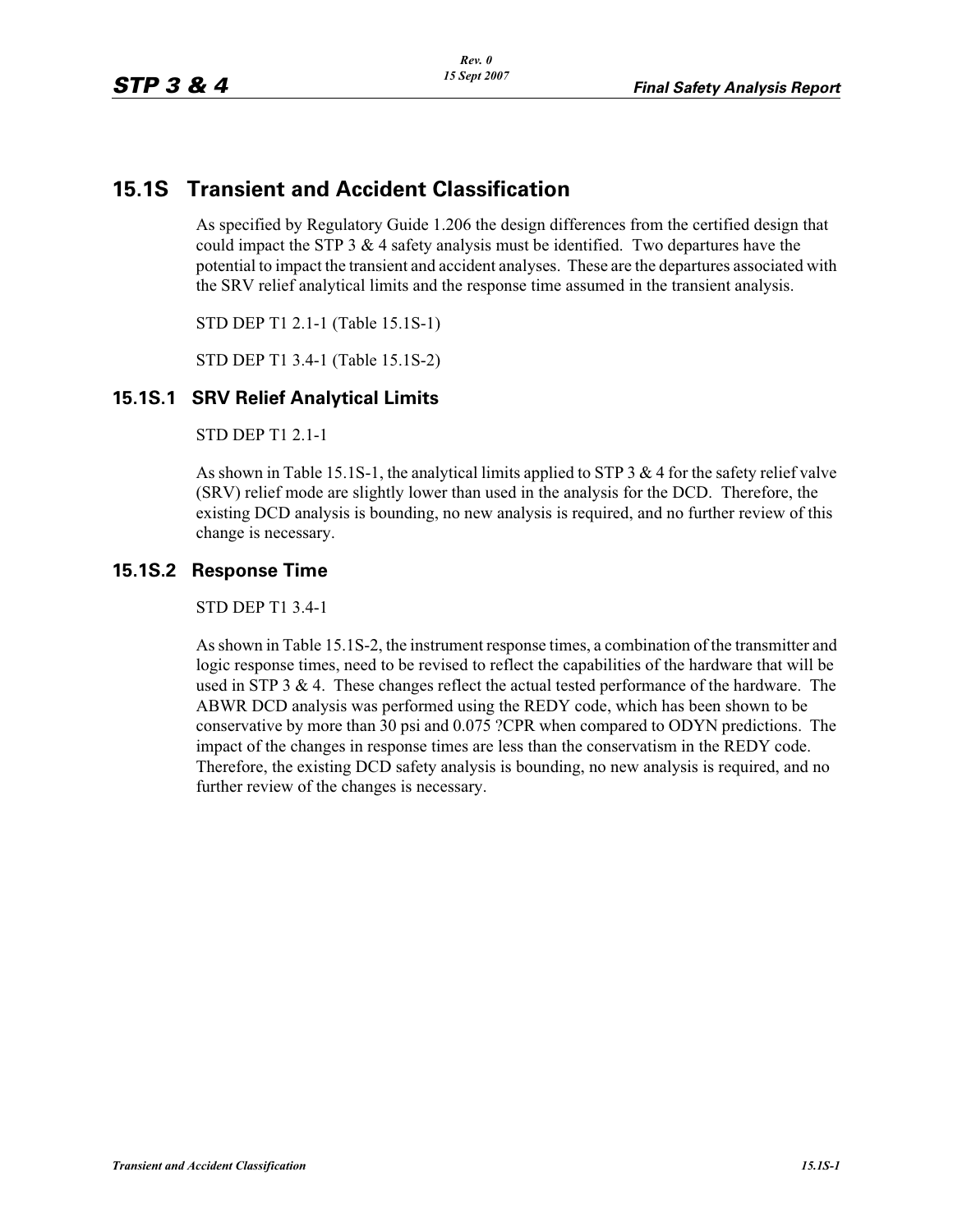# 15.1S Transient and Accident Classification

As specified by Regulatory Guide 1.206 the design differences from the certified design that could impact the STP 3 & 4 safety analysis must be identified. Two departures have the potential to impact the transient and accident analyses. These are the departures associated with the SRV relief analytical limits and the response time assumed in the transient analysis.

STD DEP T1 2.1-1 (Table 15.1S-1)

STD DEP T1 3.4-1 (Table 15.1S-2)

## 15.1S.1 SRV Relief Analytical Limits

STD DEP T1 2.1-1

As shown in Table 15.1S-1, the analytical limits applied to STP 3 & 4 for the safety relief valve (SRV) relief mode are slightly lower than used in the analysis for the DCD. Therefore, the existing DCD analysis is bounding, no new analysis is required, and no further review of this change is necessary.

## 15.1S.2 Response Time

STD DEP T1 3.4-1

As shown in Table 15.1S-2, the instrument response times, a combination of the transmitter and logic response times, need to be revised to reflect the capabilities of the hardware that will be used in STP 3 & 4. These changes reflect the actual tested performance of the hardware. The ABWR DCD analysis was performed using the REDY code, which has been shown to be conservative by more than 30 psi and 0.075 ?CPR when compared to ODYN predictions. The impact of the changes in response times are less than the conservatism in the REDY code. Therefore, the existing DCD safety analysis is bounding, no new analysis is required, and no further review of the changes is necessary.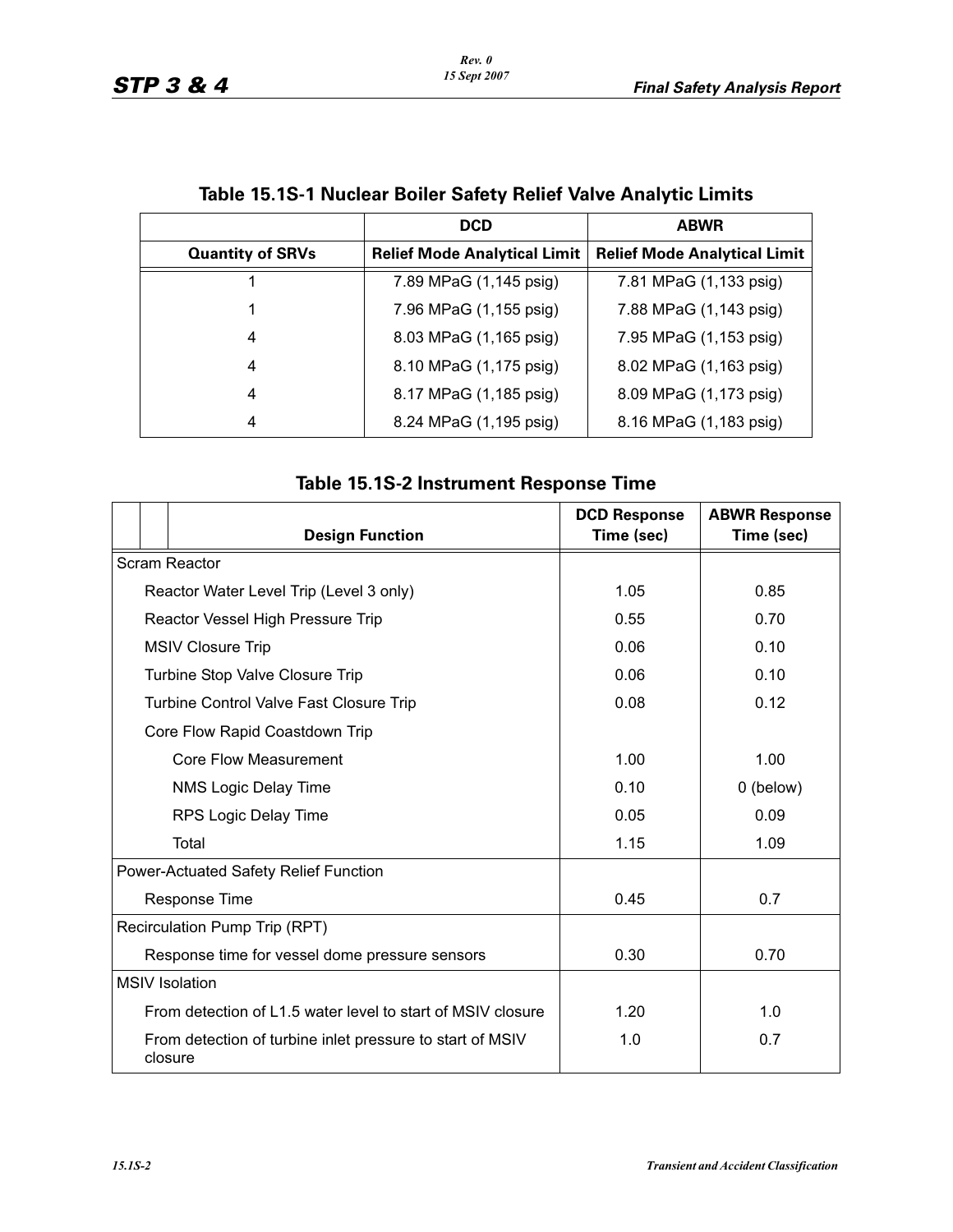## Table 15.1S-1 Nuclear Boiler Safety Relief Valve Analytic Limits

| | DCD | ABWR |
|---|---|---|
| Quantity of SRVs | Relief Mode Analytical Limit | Relief Mode Analytical Limit |
| 1 | 7.89 MPaG (1,145 psig) | 7.81 MPaG (1,133 psig) |
| 1 | 7.96 MPaG (1,155 psig) | 7.88 MPaG (1,143 psig) |
| 4 | 8.03 MPaG (1,165 psig) | 7.95 MPaG (1,153 psig) |
| 4 | 8.10 MPaG (1,175 psig) | 8.02 MPaG (1,163 psig) |
| 4 | 8.17 MPaG (1,185 psig) | 8.09 MPaG (1,173 psig) |
| 4 | 8.24 MPaG (1,195 psig) | 8.16 MPaG (1,183 psig) |

## Table 15.1S-2 Instrument Response Time

| Design Function | DCD Response Time (sec) | ABWR Response Time (sec) |
|---|---|---|
| Scram Reactor | | |
| Reactor Water Level Trip (Level 3 only) | 1.05 | 0.85 |
| Reactor Vessel High Pressure Trip | 0.55 | 0.70 |
| MSIV Closure Trip | 0.06 | 0.10 |
| Turbine Stop Valve Closure Trip | 0.06 | 0.10 |
| Turbine Control Valve Fast Closure Trip | 0.08 | 0.12 |
| Core Flow Rapid Coastdown Trip | | |
| Core Flow Measurement | 1.00 | 1.00 |
| NMS Logic Delay Time | 0.10 | 0 (below) |
| RPS Logic Delay Time | 0.05 | 0.09 |
| Total | 1.15 | 1.09 |
| Power-Actuated Safety Relief Function | | |
| Response Time | 0.45 | 0.7 |
| Recirculation Pump Trip (RPT) | | |
| Response time for vessel dome pressure sensors | 0.30 | 0.70 |
| MSIV Isolation | | |
| From detection of L1.5 water level to start of MSIV closure | 1.20 | 1.0 |
| From detection of turbine inlet pressure to start of MSIV closure | 1.0 | 0.7 |